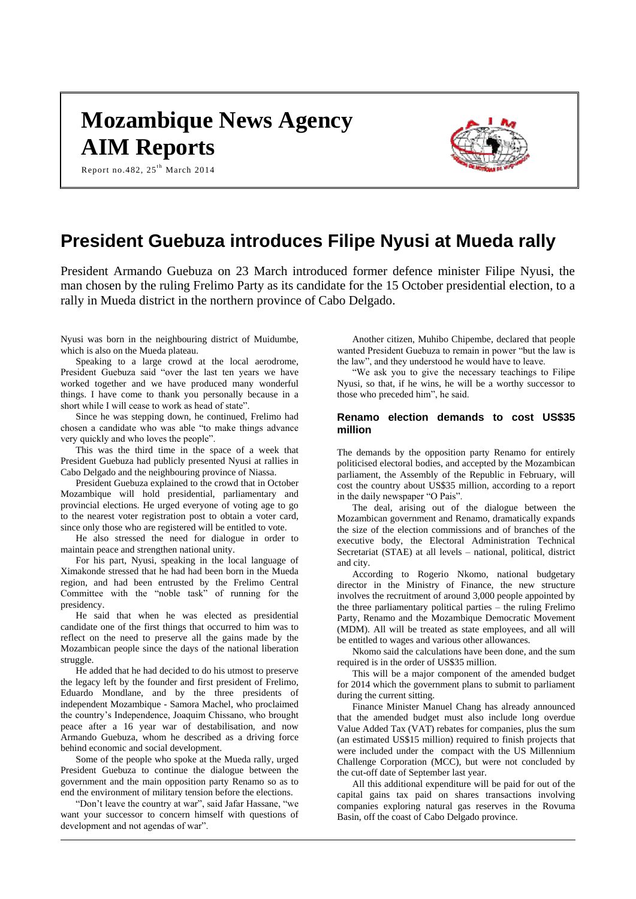# Mozambique News Agency
# AIM Reports

Report no.482, 25th March 2014

## President Guebuza introduces Filipe Nyusi at Mueda rally

President Armando Guebuza on 23 March introduced former defence minister Filipe Nyusi, the man chosen by the ruling Frelimo Party as its candidate for the 15 October presidential election, to a rally in Mueda district in the northern province of Cabo Delgado.

Nyusi was born in the neighbouring district of Muidumbe, which is also on the Mueda plateau.

Speaking to a large crowd at the local aerodrome, President Guebuza said "over the last ten years we have worked together and we have produced many wonderful things. I have come to thank you personally because in a short while I will cease to work as head of state".

Since he was stepping down, he continued, Frelimo had chosen a candidate who was able "to make things advance very quickly and who loves the people".

This was the third time in the space of a week that President Guebuza had publicly presented Nyusi at rallies in Cabo Delgado and the neighbouring province of Niassa.

President Guebuza explained to the crowd that in October Mozambique will hold presidential, parliamentary and provincial elections. He urged everyone of voting age to go to the nearest voter registration post to obtain a voter card, since only those who are registered will be entitled to vote.

He also stressed the need for dialogue in order to maintain peace and strengthen national unity.

For his part, Nyusi, speaking in the local language of Ximakonde stressed that he had had been born in the Mueda region, and had been entrusted by the Frelimo Central Committee with the "noble task" of running for the presidency.

He said that when he was elected as presidential candidate one of the first things that occurred to him was to reflect on the need to preserve all the gains made by the Mozambican people since the days of the national liberation struggle.

He added that he had decided to do his utmost to preserve the legacy left by the founder and first president of Frelimo, Eduardo Mondlane, and by the three presidents of independent Mozambique - Samora Machel, who proclaimed the country's Independence, Joaquim Chissano, who brought peace after a 16 year war of destabilisation, and now Armando Guebuza, whom he described as a driving force behind economic and social development.

Some of the people who spoke at the Mueda rally, urged President Guebuza to continue the dialogue between the government and the main opposition party Renamo so as to end the environment of military tension before the elections.

"Don't leave the country at war", said Jafar Hassane, "we want your successor to concern himself with questions of development and not agendas of war".

Another citizen, Muhibo Chipembe, declared that people wanted President Guebuza to remain in power "but the law is the law", and they understood he would have to leave.

"We ask you to give the necessary teachings to Filipe Nyusi, so that, if he wins, he will be a worthy successor to those who preceded him", he said.

### Renamo election demands to cost US$35 million

The demands by the opposition party Renamo for entirely politicised electoral bodies, and accepted by the Mozambican parliament, the Assembly of the Republic in February, will cost the country about US$35 million, according to a report in the daily newspaper "O Pais".

The deal, arising out of the dialogue between the Mozambican government and Renamo, dramatically expands the size of the election commissions and of branches of the executive body, the Electoral Administration Technical Secretariat (STAE) at all levels – national, political, district and city.

According to Rogerio Nkomo, national budgetary director in the Ministry of Finance, the new structure involves the recruitment of around 3,000 people appointed by the three parliamentary political parties – the ruling Frelimo Party, Renamo and the Mozambique Democratic Movement (MDM). All will be treated as state employees, and all will be entitled to wages and various other allowances.

Nkomo said the calculations have been done, and the sum required is in the order of US$35 million.

This will be a major component of the amended budget for 2014 which the government plans to submit to parliament during the current sitting.

Finance Minister Manuel Chang has already announced that the amended budget must also include long overdue Value Added Tax (VAT) rebates for companies, plus the sum (an estimated US$15 million) required to finish projects that were included under the compact with the US Millennium Challenge Corporation (MCC), but were not concluded by the cut-off date of September last year.

All this additional expenditure will be paid for out of the capital gains tax paid on shares transactions involving companies exploring natural gas reserves in the Rovuma Basin, off the coast of Cabo Delgado province.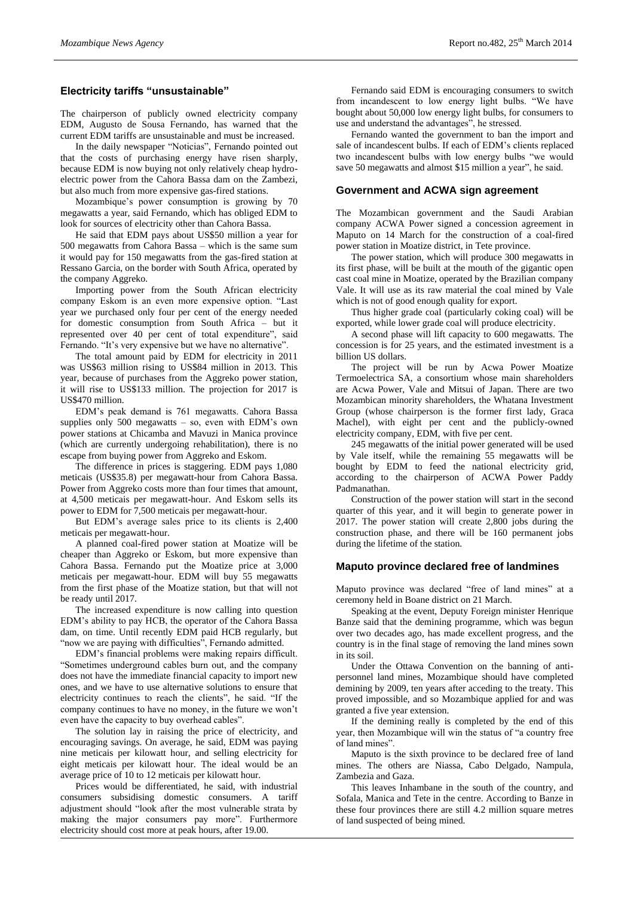## Electricity tariffs "unsustainable"

The chairperson of publicly owned electricity company EDM, Augusto de Sousa Fernando, has warned that the current EDM tariffs are unsustainable and must be increased.

In the daily newspaper "Noticias", Fernando pointed out that the costs of purchasing energy have risen sharply, because EDM is now buying not only relatively cheap hydro-electric power from the Cahora Bassa dam on the Zambezi, but also much from more expensive gas-fired stations.

Mozambique's power consumption is growing by 70 megawatts a year, said Fernando, which has obliged EDM to look for sources of electricity other than Cahora Bassa.

He said that EDM pays about US$50 million a year for 500 megawatts from Cahora Bassa – which is the same sum it would pay for 150 megawatts from the gas-fired station at Ressano Garcia, on the border with South Africa, operated by the company Aggreko.

Importing power from the South African electricity company Eskom is an even more expensive option. "Last year we purchased only four per cent of the energy needed for domestic consumption from South Africa – but it represented over 40 per cent of total expenditure", said Fernando. "It's very expensive but we have no alternative".

The total amount paid by EDM for electricity in 2011 was US$63 million rising to US$84 million in 2013. This year, because of purchases from the Aggreko power station, it will rise to US$133 million. The projection for 2017 is US$470 million.

EDM's peak demand is 761 megawatts. Cahora Bassa supplies only 500 megawatts – so, even with EDM's own power stations at Chicamba and Mavuzi in Manica province (which are currently undergoing rehabilitation), there is no escape from buying power from Aggreko and Eskom.

The difference in prices is staggering. EDM pays 1,080 meticais (US$35.8) per megawatt-hour from Cahora Bassa. Power from Aggreko costs more than four times that amount, at 4,500 meticais per megawatt-hour. And Eskom sells its power to EDM for 7,500 meticais per megawatt-hour.

But EDM's average sales price to its clients is 2,400 meticais per megawatt-hour.

A planned coal-fired power station at Moatize will be cheaper than Aggreko or Eskom, but more expensive than Cahora Bassa. Fernando put the Moatize price at 3,000 meticais per megawatt-hour. EDM will buy 55 megawatts from the first phase of the Moatize station, but that will not be ready until 2017.

The increased expenditure is now calling into question EDM's ability to pay HCB, the operator of the Cahora Bassa dam, on time. Until recently EDM paid HCB regularly, but "now we are paying with difficulties", Fernando admitted.

EDM's financial problems were making repairs difficult. "Sometimes underground cables burn out, and the company does not have the immediate financial capacity to import new ones, and we have to use alternative solutions to ensure that electricity continues to reach the clients", he said. "If the company continues to have no money, in the future we won't even have the capacity to buy overhead cables".

The solution lay in raising the price of electricity, and encouraging savings. On average, he said, EDM was paying nine meticais per kilowatt hour, and selling electricity for eight meticais per kilowatt hour. The ideal would be an average price of 10 to 12 meticais per kilowatt hour.

Prices would be differentiated, he said, with industrial consumers subsidising domestic consumers. A tariff adjustment should "look after the most vulnerable strata by making the major consumers pay more". Furthermore electricity should cost more at peak hours, after 19.00.

Fernando said EDM is encouraging consumers to switch from incandescent to low energy light bulbs. "We have bought about 50,000 low energy light bulbs, for consumers to use and understand the advantages", he stressed.

Fernando wanted the government to ban the import and sale of incandescent bulbs. If each of EDM's clients replaced two incandescent bulbs with low energy bulbs "we would save 50 megawatts and almost $15 million a year", he said.

## Government and ACWA sign agreement

The Mozambican government and the Saudi Arabian company ACWA Power signed a concession agreement in Maputo on 14 March for the construction of a coal-fired power station in Moatize district, in Tete province.

The power station, which will produce 300 megawatts in its first phase, will be built at the mouth of the gigantic open cast coal mine in Moatize, operated by the Brazilian company Vale. It will use as its raw material the coal mined by Vale which is not of good enough quality for export.

Thus higher grade coal (particularly coking coal) will be exported, while lower grade coal will produce electricity.

A second phase will lift capacity to 600 megawatts. The concession is for 25 years, and the estimated investment is a billion US dollars.

The project will be run by Acwa Power Moatize Termoelectrica SA, a consortium whose main shareholders are Acwa Power, Vale and Mitsui of Japan. There are two Mozambican minority shareholders, the Whatana Investment Group (whose chairperson is the former first lady, Graca Machel), with eight per cent and the publicly-owned electricity company, EDM, with five per cent.

245 megawatts of the initial power generated will be used by Vale itself, while the remaining 55 megawatts will be bought by EDM to feed the national electricity grid, according to the chairperson of ACWA Power Paddy Padmanathan.

Construction of the power station will start in the second quarter of this year, and it will begin to generate power in 2017. The power station will create 2,800 jobs during the construction phase, and there will be 160 permanent jobs during the lifetime of the station.

## Maputo province declared free of landmines

Maputo province was declared "free of land mines" at a ceremony held in Boane district on 21 March.

Speaking at the event, Deputy Foreign minister Henrique Banze said that the demining programme, which was begun over two decades ago, has made excellent progress, and the country is in the final stage of removing the land mines sown in its soil.

Under the Ottawa Convention on the banning of anti-personnel land mines, Mozambique should have completed demining by 2009, ten years after acceding to the treaty. This proved impossible, and so Mozambique applied for and was granted a five year extension.

If the demining really is completed by the end of this year, then Mozambique will win the status of "a country free of land mines".

Maputo is the sixth province to be declared free of land mines. The others are Niassa, Cabo Delgado, Nampula, Zambezia and Gaza.

This leaves Inhambane in the south of the country, and Sofala, Manica and Tete in the centre. According to Banze in these four provinces there are still 4.2 million square metres of land suspected of being mined.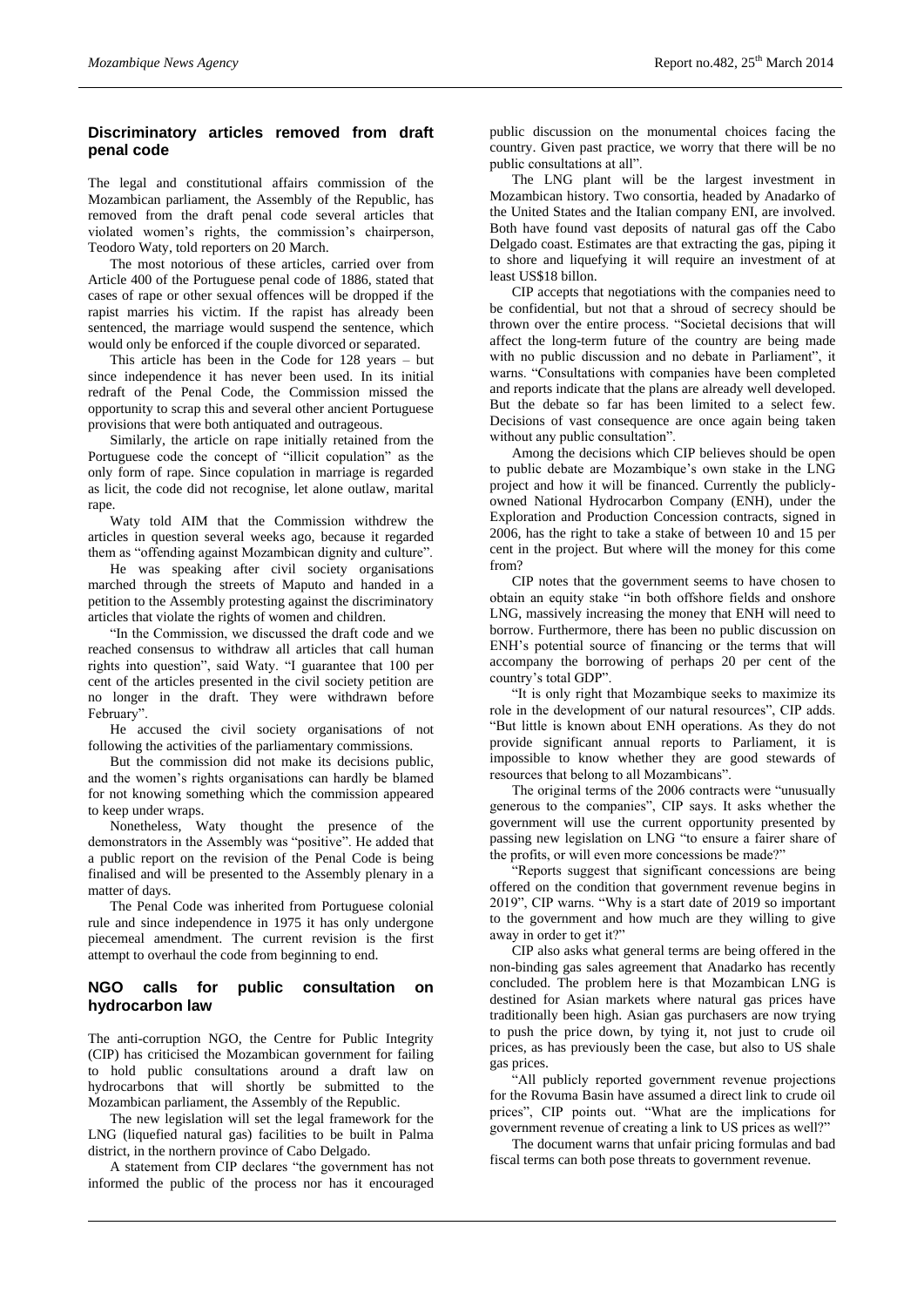## Discriminatory articles removed from draft penal code

The legal and constitutional affairs commission of the Mozambican parliament, the Assembly of the Republic, has removed from the draft penal code several articles that violated women's rights, the commission's chairperson, Teodoro Waty, told reporters on 20 March.

The most notorious of these articles, carried over from Article 400 of the Portuguese penal code of 1886, stated that cases of rape or other sexual offences will be dropped if the rapist marries his victim. If the rapist has already been sentenced, the marriage would suspend the sentence, which would only be enforced if the couple divorced or separated.

This article has been in the Code for 128 years – but since independence it has never been used. In its initial redraft of the Penal Code, the Commission missed the opportunity to scrap this and several other ancient Portuguese provisions that were both antiquated and outrageous.

Similarly, the article on rape initially retained from the Portuguese code the concept of "illicit copulation" as the only form of rape. Since copulation in marriage is regarded as licit, the code did not recognise, let alone outlaw, marital rape.

Waty told AIM that the Commission withdrew the articles in question several weeks ago, because it regarded them as "offending against Mozambican dignity and culture".

He was speaking after civil society organisations marched through the streets of Maputo and handed in a petition to the Assembly protesting against the discriminatory articles that violate the rights of women and children.

"In the Commission, we discussed the draft code and we reached consensus to withdraw all articles that call human rights into question", said Waty. "I guarantee that 100 per cent of the articles presented in the civil society petition are no longer in the draft. They were withdrawn before February".

He accused the civil society organisations of not following the activities of the parliamentary commissions.

But the commission did not make its decisions public, and the women's rights organisations can hardly be blamed for not knowing something which the commission appeared to keep under wraps.

Nonetheless, Waty thought the presence of the demonstrators in the Assembly was "positive". He added that a public report on the revision of the Penal Code is being finalised and will be presented to the Assembly plenary in a matter of days.

The Penal Code was inherited from Portuguese colonial rule and since independence in 1975 it has only undergone piecemeal amendment. The current revision is the first attempt to overhaul the code from beginning to end.

## NGO calls for public consultation on hydrocarbon law

The anti-corruption NGO, the Centre for Public Integrity (CIP) has criticised the Mozambican government for failing to hold public consultations around a draft law on hydrocarbons that will shortly be submitted to the Mozambican parliament, the Assembly of the Republic.

The new legislation will set the legal framework for the LNG (liquefied natural gas) facilities to be built in Palma district, in the northern province of Cabo Delgado.

A statement from CIP declares "the government has not informed the public of the process nor has it encouraged public discussion on the monumental choices facing the country. Given past practice, we worry that there will be no public consultations at all".

The LNG plant will be the largest investment in Mozambican history. Two consortia, headed by Anadarko of the United States and the Italian company ENI, are involved. Both have found vast deposits of natural gas off the Cabo Delgado coast. Estimates are that extracting the gas, piping it to shore and liquefying it will require an investment of at least US$18 billon.

CIP accepts that negotiations with the companies need to be confidential, but not that a shroud of secrecy should be thrown over the entire process. "Societal decisions that will affect the long-term future of the country are being made with no public discussion and no debate in Parliament", it warns. "Consultations with companies have been completed and reports indicate that the plans are already well developed. But the debate so far has been limited to a select few. Decisions of vast consequence are once again being taken without any public consultation".

Among the decisions which CIP believes should be open to public debate are Mozambique's own stake in the LNG project and how it will be financed. Currently the publicly-owned National Hydrocarbon Company (ENH), under the Exploration and Production Concession contracts, signed in 2006, has the right to take a stake of between 10 and 15 per cent in the project. But where will the money for this come from?

CIP notes that the government seems to have chosen to obtain an equity stake "in both offshore fields and onshore LNG, massively increasing the money that ENH will need to borrow. Furthermore, there has been no public discussion on ENH's potential source of financing or the terms that will accompany the borrowing of perhaps 20 per cent of the country's total GDP".

"It is only right that Mozambique seeks to maximize its role in the development of our natural resources", CIP adds. "But little is known about ENH operations. As they do not provide significant annual reports to Parliament, it is impossible to know whether they are good stewards of resources that belong to all Mozambicans".

The original terms of the 2006 contracts were "unusually generous to the companies", CIP says. It asks whether the government will use the current opportunity presented by passing new legislation on LNG "to ensure a fairer share of the profits, or will even more concessions be made?"

"Reports suggest that significant concessions are being offered on the condition that government revenue begins in 2019", CIP warns. "Why is a start date of 2019 so important to the government and how much are they willing to give away in order to get it?"

CIP also asks what general terms are being offered in the non-binding gas sales agreement that Anadarko has recently concluded. The problem here is that Mozambican LNG is destined for Asian markets where natural gas prices have traditionally been high. Asian gas purchasers are now trying to push the price down, by tying it, not just to crude oil prices, as has previously been the case, but also to US shale gas prices.

"All publicly reported government revenue projections for the Rovuma Basin have assumed a direct link to crude oil prices", CIP points out. "What are the implications for government revenue of creating a link to US prices as well?"

The document warns that unfair pricing formulas and bad fiscal terms can both pose threats to government revenue.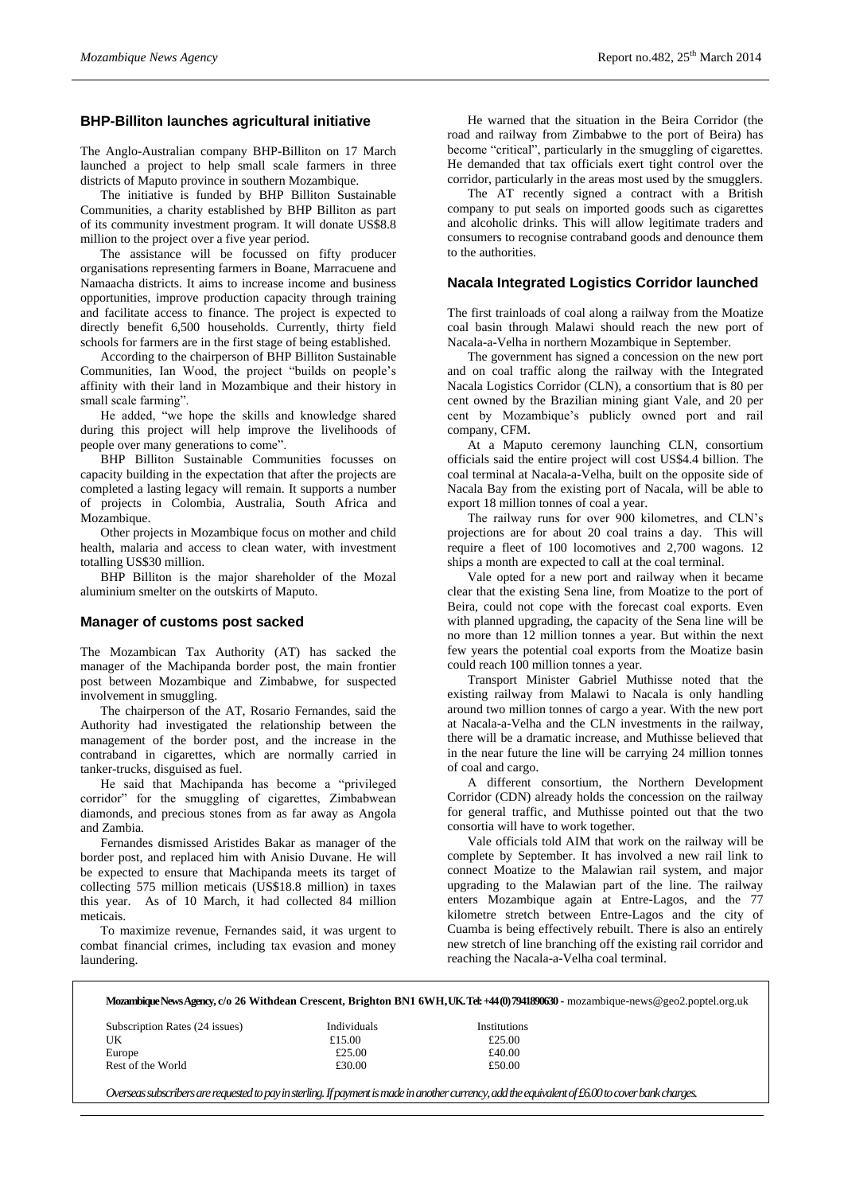## BHP-Billiton launches agricultural initiative

The Anglo-Australian company BHP-Billiton on 17 March launched a project to help small scale farmers in three districts of Maputo province in southern Mozambique.

The initiative is funded by BHP Billiton Sustainable Communities, a charity established by BHP Billiton as part of its community investment program. It will donate US$8.8 million to the project over a five year period.

The assistance will be focussed on fifty producer organisations representing farmers in Boane, Marracuene and Namaacha districts. It aims to increase income and business opportunities, improve production capacity through training and facilitate access to finance. The project is expected to directly benefit 6,500 households. Currently, thirty field schools for farmers are in the first stage of being established.

According to the chairperson of BHP Billiton Sustainable Communities, Ian Wood, the project "builds on people's affinity with their land in Mozambique and their history in small scale farming".

He added, "we hope the skills and knowledge shared during this project will help improve the livelihoods of people over many generations to come".

BHP Billiton Sustainable Communities focusses on capacity building in the expectation that after the projects are completed a lasting legacy will remain. It supports a number of projects in Colombia, Australia, South Africa and Mozambique.

Other projects in Mozambique focus on mother and child health, malaria and access to clean water, with investment totalling US$30 million.

BHP Billiton is the major shareholder of the Mozal aluminium smelter on the outskirts of Maputo.

## Manager of customs post sacked

The Mozambican Tax Authority (AT) has sacked the manager of the Machipanda border post, the main frontier post between Mozambique and Zimbabwe, for suspected involvement in smuggling.

The chairperson of the AT, Rosario Fernandes, said the Authority had investigated the relationship between the management of the border post, and the increase in the contraband in cigarettes, which are normally carried in tanker-trucks, disguised as fuel.

He said that Machipanda has become a "privileged corridor" for the smuggling of cigarettes, Zimbabwean diamonds, and precious stones from as far away as Angola and Zambia.

Fernandes dismissed Aristides Bakar as manager of the border post, and replaced him with Anisio Duvane. He will be expected to ensure that Machipanda meets its target of collecting 575 million meticais (US$18.8 million) in taxes this year. As of 10 March, it had collected 84 million meticais.

To maximize revenue, Fernandes said, it was urgent to combat financial crimes, including tax evasion and money laundering.

He warned that the situation in the Beira Corridor (the road and railway from Zimbabwe to the port of Beira) has become "critical", particularly in the smuggling of cigarettes. He demanded that tax officials exert tight control over the corridor, particularly in the areas most used by the smugglers.

The AT recently signed a contract with a British company to put seals on imported goods such as cigarettes and alcoholic drinks. This will allow legitimate traders and consumers to recognise contraband goods and denounce them to the authorities.

## Nacala Integrated Logistics Corridor launched

The first trainloads of coal along a railway from the Moatize coal basin through Malawi should reach the new port of Nacala-a-Velha in northern Mozambique in September.

The government has signed a concession on the new port and on coal traffic along the railway with the Integrated Nacala Logistics Corridor (CLN), a consortium that is 80 per cent owned by the Brazilian mining giant Vale, and 20 per cent by Mozambique's publicly owned port and rail company, CFM.

At a Maputo ceremony launching CLN, consortium officials said the entire project will cost US$4.4 billion. The coal terminal at Nacala-a-Velha, built on the opposite side of Nacala Bay from the existing port of Nacala, will be able to export 18 million tonnes of coal a year.

The railway runs for over 900 kilometres, and CLN's projections are for about 20 coal trains a day. This will require a fleet of 100 locomotives and 2,700 wagons. 12 ships a month are expected to call at the coal terminal.

Vale opted for a new port and railway when it became clear that the existing Sena line, from Moatize to the port of Beira, could not cope with the forecast coal exports. Even with planned upgrading, the capacity of the Sena line will be no more than 12 million tonnes a year. But within the next few years the potential coal exports from the Moatize basin could reach 100 million tonnes a year.

Transport Minister Gabriel Muthisse noted that the existing railway from Malawi to Nacala is only handling around two million tonnes of cargo a year. With the new port at Nacala-a-Velha and the CLN investments in the railway, there will be a dramatic increase, and Muthisse believed that in the near future the line will be carrying 24 million tonnes of coal and cargo.

A different consortium, the Northern Development Corridor (CDN) already holds the concession on the railway for general traffic, and Muthisse pointed out that the two consortia will have to work together.

Vale officials told AIM that work on the railway will be complete by September. It has involved a new rail link to connect Moatize to the Malawian rail system, and major upgrading to the Malawian part of the line. The railway enters Mozambique again at Entre-Lagos, and the 77 kilometre stretch between Entre-Lagos and the city of Cuamba is being effectively rebuilt. There is also an entirely new stretch of line branching off the existing rail corridor and reaching the Nacala-a-Velha coal terminal.

**Mozambique News Agency, c/o 26 Withdean Crescent, Brighton BN1 6WH, UK. Tel: +44 (0) 7941890630 -** mozambique-news@geo2.poptel.org.uk

| Subscription Rates (24 issues) | Individuals | Institutions |
|---|---|---|
| UK | £15.00 | £25.00 |
| Europe | £25.00 | £40.00 |
| Rest of the World | £30.00 | £50.00 |

*Overseas subscribers are requested to pay in sterling. If payment is made in another currency, add the equivalent of £6.00 to cover bank charges.*